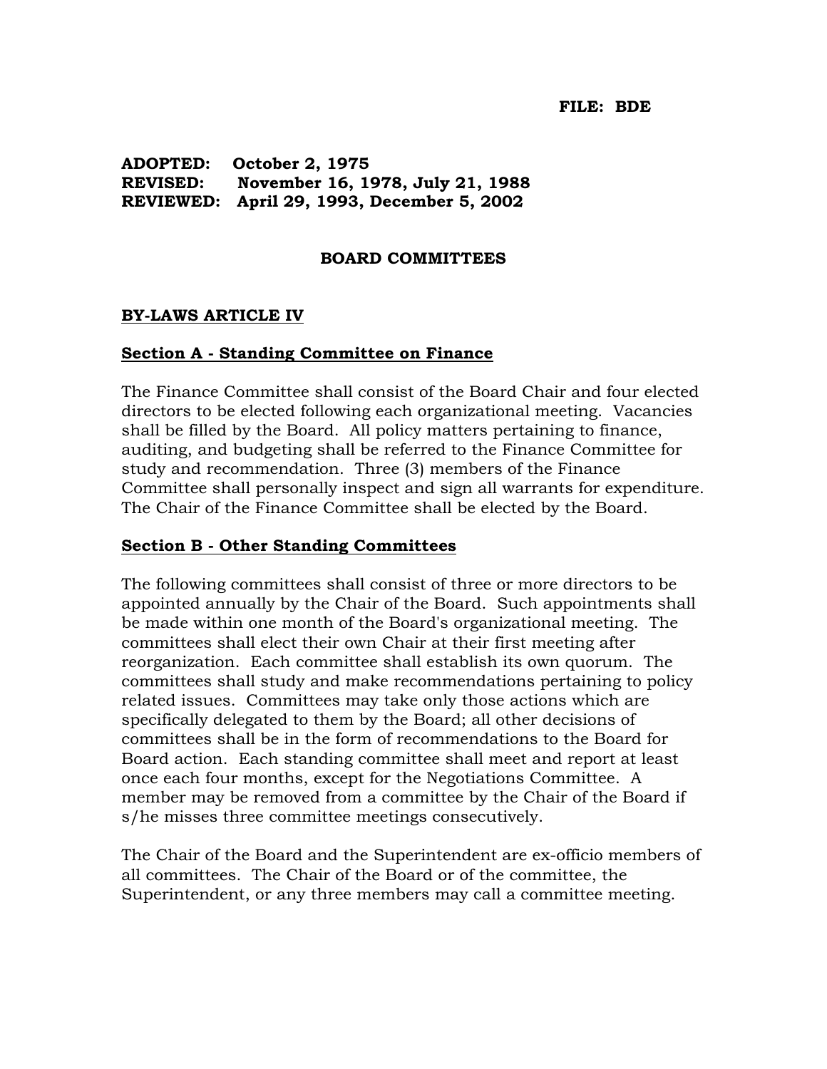**FILE: BDE**

**ADOPTED:** **October 2, 1975**
**REVISED:** **November 16, 1978, July 21, 1988**
**REVIEWED:** **April 29, 1993, December 5, 2002**

# BOARD COMMITTEES

## BY-LAWS ARTICLE IV

### Section A - Standing Committee on Finance

The Finance Committee shall consist of the Board Chair and four elected directors to be elected following each organizational meeting. Vacancies shall be filled by the Board. All policy matters pertaining to finance, auditing, and budgeting shall be referred to the Finance Committee for study and recommendation. Three (3) members of the Finance Committee shall personally inspect and sign all warrants for expenditure. The Chair of the Finance Committee shall be elected by the Board.

### Section B - Other Standing Committees

The following committees shall consist of three or more directors to be appointed annually by the Chair of the Board. Such appointments shall be made within one month of the Board's organizational meeting. The committees shall elect their own Chair at their first meeting after reorganization. Each committee shall establish its own quorum. The committees shall study and make recommendations pertaining to policy related issues. Committees may take only those actions which are specifically delegated to them by the Board; all other decisions of committees shall be in the form of recommendations to the Board for Board action. Each standing committee shall meet and report at least once each four months, except for the Negotiations Committee. A member may be removed from a committee by the Chair of the Board if s/he misses three committee meetings consecutively.

The Chair of the Board and the Superintendent are ex-officio members of all committees. The Chair of the Board or of the committee, the Superintendent, or any three members may call a committee meeting.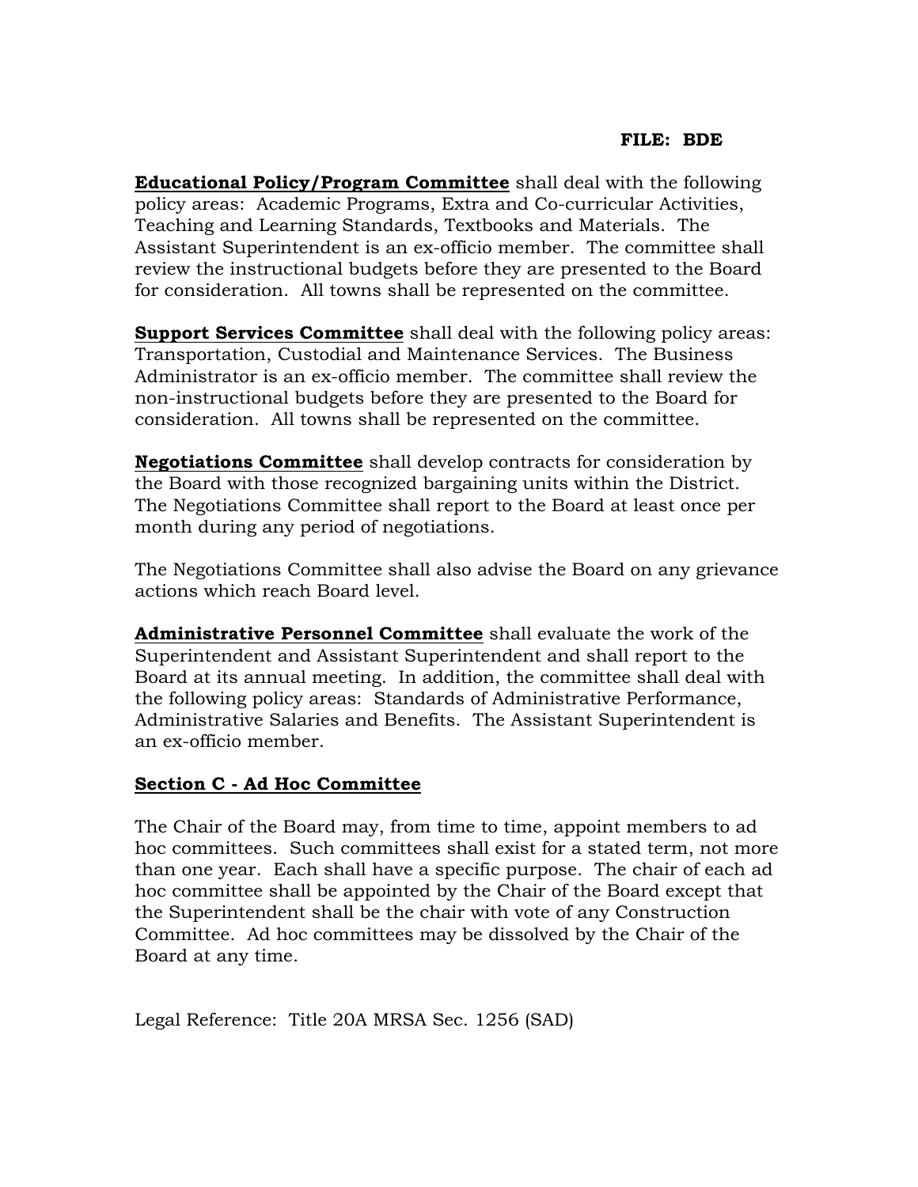**FILE: BDE**

**Educational Policy/Program Committee** shall deal with the following policy areas: Academic Programs, Extra and Co-curricular Activities, Teaching and Learning Standards, Textbooks and Materials. The Assistant Superintendent is an ex-officio member. The committee shall review the instructional budgets before they are presented to the Board for consideration. All towns shall be represented on the committee.

**Support Services Committee** shall deal with the following policy areas: Transportation, Custodial and Maintenance Services. The Business Administrator is an ex-officio member. The committee shall review the non-instructional budgets before they are presented to the Board for consideration. All towns shall be represented on the committee.

**Negotiations Committee** shall develop contracts for consideration by the Board with those recognized bargaining units within the District. The Negotiations Committee shall report to the Board at least once per month during any period of negotiations.

The Negotiations Committee shall also advise the Board on any grievance actions which reach Board level.

**Administrative Personnel Committee** shall evaluate the work of the Superintendent and Assistant Superintendent and shall report to the Board at its annual meeting. In addition, the committee shall deal with the following policy areas: Standards of Administrative Performance, Administrative Salaries and Benefits. The Assistant Superintendent is an ex-officio member.

## Section C - Ad Hoc Committee

The Chair of the Board may, from time to time, appoint members to ad hoc committees. Such committees shall exist for a stated term, not more than one year. Each shall have a specific purpose. The chair of each ad hoc committee shall be appointed by the Chair of the Board except that the Superintendent shall be the chair with vote of any Construction Committee. Ad hoc committees may be dissolved by the Chair of the Board at any time.

Legal Reference: Title 20A MRSA Sec. 1256 (SAD)